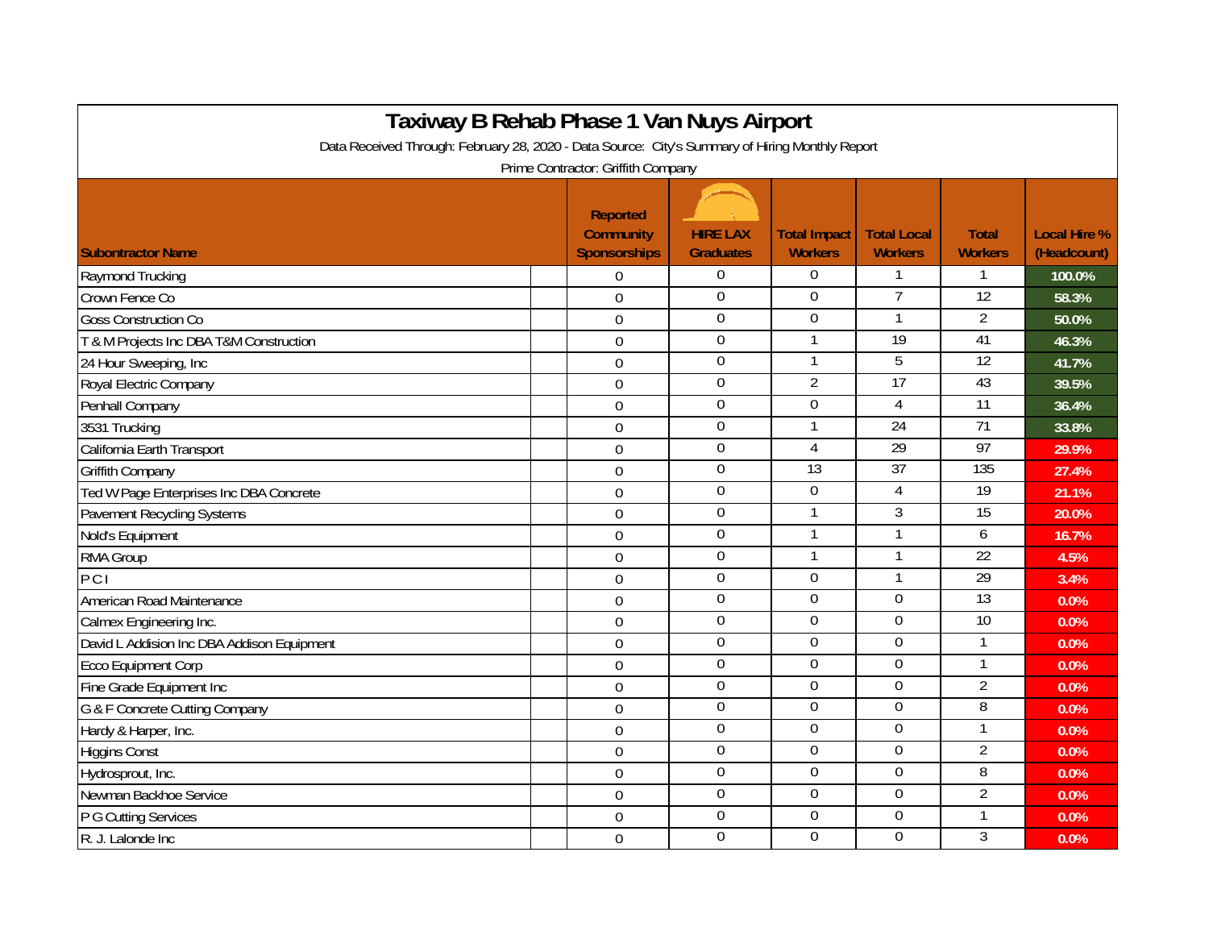# Taxiway B Rehab Phase 1 Van Nuys Airport

Data Received Through: February 28, 2020 - Data Source: City's Summary of Hiring Monthly Report

Prime Contractor: Griffith Company

| Subontractor Name | Reported Community Sponsorships | HIRE LAX Graduates | Total Impact Workers | Total Local Workers | Total Workers | Local Hire % (Headcount) |
|---|---|---|---|---|---|---|
| Raymond Trucking | 0 | 0 | 0 | 1 | 1 | 100.0% |
| Crown Fence Co | 0 | 0 | 0 | 7 | 12 | 58.3% |
| Goss Construction Co | 0 | 0 | 0 | 1 | 2 | 50.0% |
| T & M Projects Inc DBA T&M Construction | 0 | 0 | 1 | 19 | 41 | 46.3% |
| 24 Hour Sweeping, Inc | 0 | 0 | 1 | 5 | 12 | 41.7% |
| Royal Electric Company | 0 | 0 | 2 | 17 | 43 | 39.5% |
| Penhall Company | 0 | 0 | 0 | 4 | 11 | 36.4% |
| 3531 Trucking | 0 | 0 | 1 | 24 | 71 | 33.8% |
| California Earth Transport | 0 | 0 | 4 | 29 | 97 | 29.9% |
| Griffith Company | 0 | 0 | 13 | 37 | 135 | 27.4% |
| Ted W Page Enterprises Inc DBA Concrete | 0 | 0 | 0 | 4 | 19 | 21.1% |
| Pavement Recycling Systems | 0 | 0 | 1 | 3 | 15 | 20.0% |
| Nold's Equipment | 0 | 0 | 1 | 1 | 6 | 16.7% |
| RMA Group | 0 | 0 | 1 | 1 | 22 | 4.5% |
| P C I | 0 | 0 | 0 | 1 | 29 | 3.4% |
| American Road Maintenance | 0 | 0 | 0 | 0 | 13 | 0.0% |
| Calmex Engineering Inc. | 0 | 0 | 0 | 0 | 10 | 0.0% |
| David L Addision Inc DBA Addison Equipment | 0 | 0 | 0 | 0 | 1 | 0.0% |
| Ecco Equipment Corp | 0 | 0 | 0 | 0 | 1 | 0.0% |
| Fine Grade Equipment Inc | 0 | 0 | 0 | 0 | 2 | 0.0% |
| G & F Concrete Cutting Company | 0 | 0 | 0 | 0 | 8 | 0.0% |
| Hardy & Harper, Inc. | 0 | 0 | 0 | 0 | 1 | 0.0% |
| Higgins Const | 0 | 0 | 0 | 0 | 2 | 0.0% |
| Hydrosprout, Inc. | 0 | 0 | 0 | 0 | 8 | 0.0% |
| Newman Backhoe Service | 0 | 0 | 0 | 0 | 2 | 0.0% |
| P G Cutting Services | 0 | 0 | 0 | 0 | 1 | 0.0% |
| R. J. Lalonde Inc | 0 | 0 | 0 | 0 | 3 | 0.0% |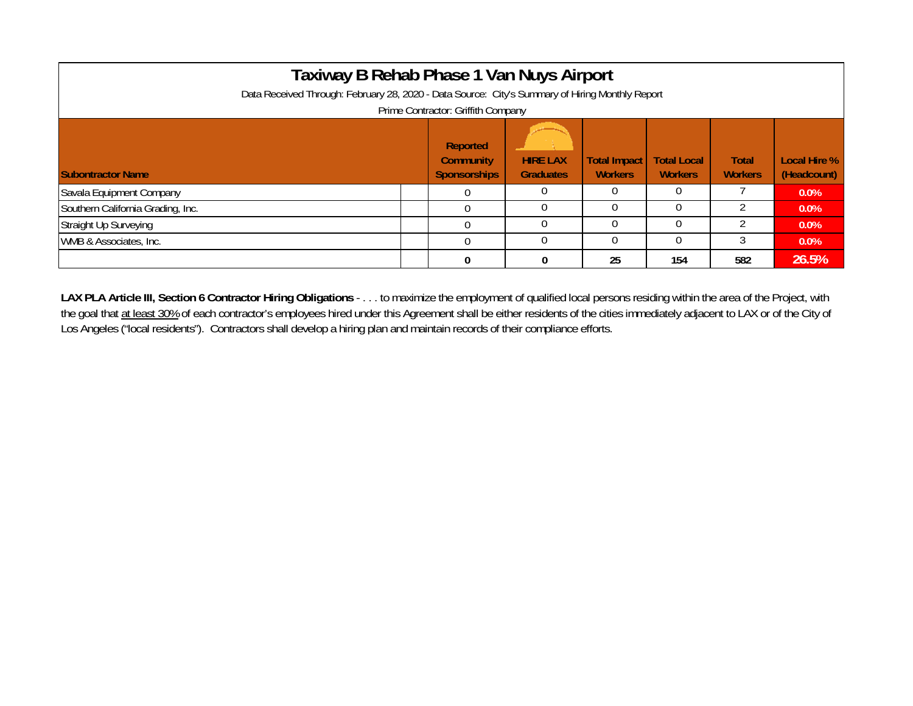# Taxiway B Rehab Phase 1 Van Nuys Airport

Data Received Through: February 28, 2020 - Data Source: City's Summary of Hiring Monthly Report

Prime Contractor: Griffith Company

| Subontractor Name | | Reported Community Sponsorships | HIRE LAX Graduates | Total Impact Workers | Total Local Workers | Total Workers | Local Hire % (Headcount) |
|---|---|---|---|---|---|---|---|
| Savala Equipment Company | | 0 | 0 | 0 | 0 | 7 | 0.0% |
| Southern California Grading, Inc. | | 0 | 0 | 0 | 0 | 2 | 0.0% |
| Straight Up Surveying | | 0 | 0 | 0 | 0 | 2 | 0.0% |
| WMB & Associates, Inc. | | 0 | 0 | 0 | 0 | 3 | 0.0% |
| | | **0** | **0** | **25** | **154** | **582** | **26.5%** |

**LAX PLA Article III, Section 6 Contractor Hiring Obligations** - . . . to maximize the employment of qualified local persons residing within the area of the Project, with the goal that at least 30% of each contractor's employees hired under this Agreement shall be either residents of the cities immediately adjacent to LAX or of the City of Los Angeles ("local residents"). Contractors shall develop a hiring plan and maintain records of their compliance efforts.